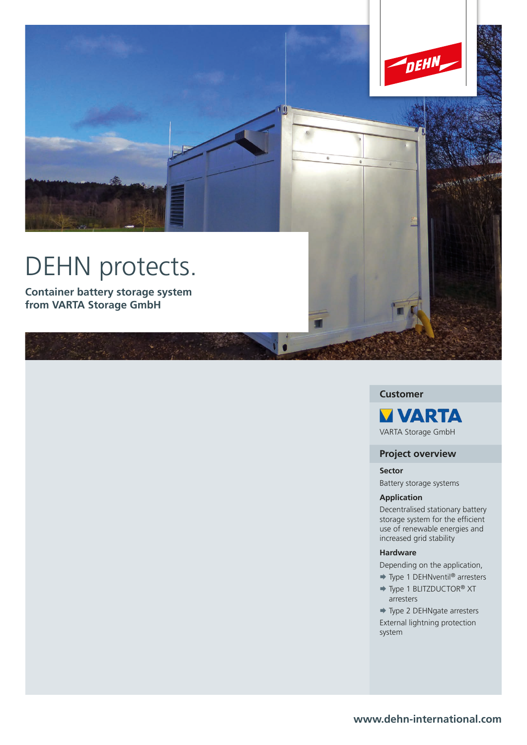# DEHN protects.

**Container battery storage system from VARTA Storage GmbH**

## Customer

VARTA

VARTA Storage GmbH

## Project overview

**Sector**

Battery storage systems

**Application**

Decentralised stationary battery storage system for the efficient use of renewable energies and increased grid stability

**Hardware**

Depending on the application,

- Type 1 DEHNventil® arresters
- Type 1 BLITZDUCTOR® XT arresters
- Type 2 DEHNgate arresters

External lightning protection system

www.dehn-international.com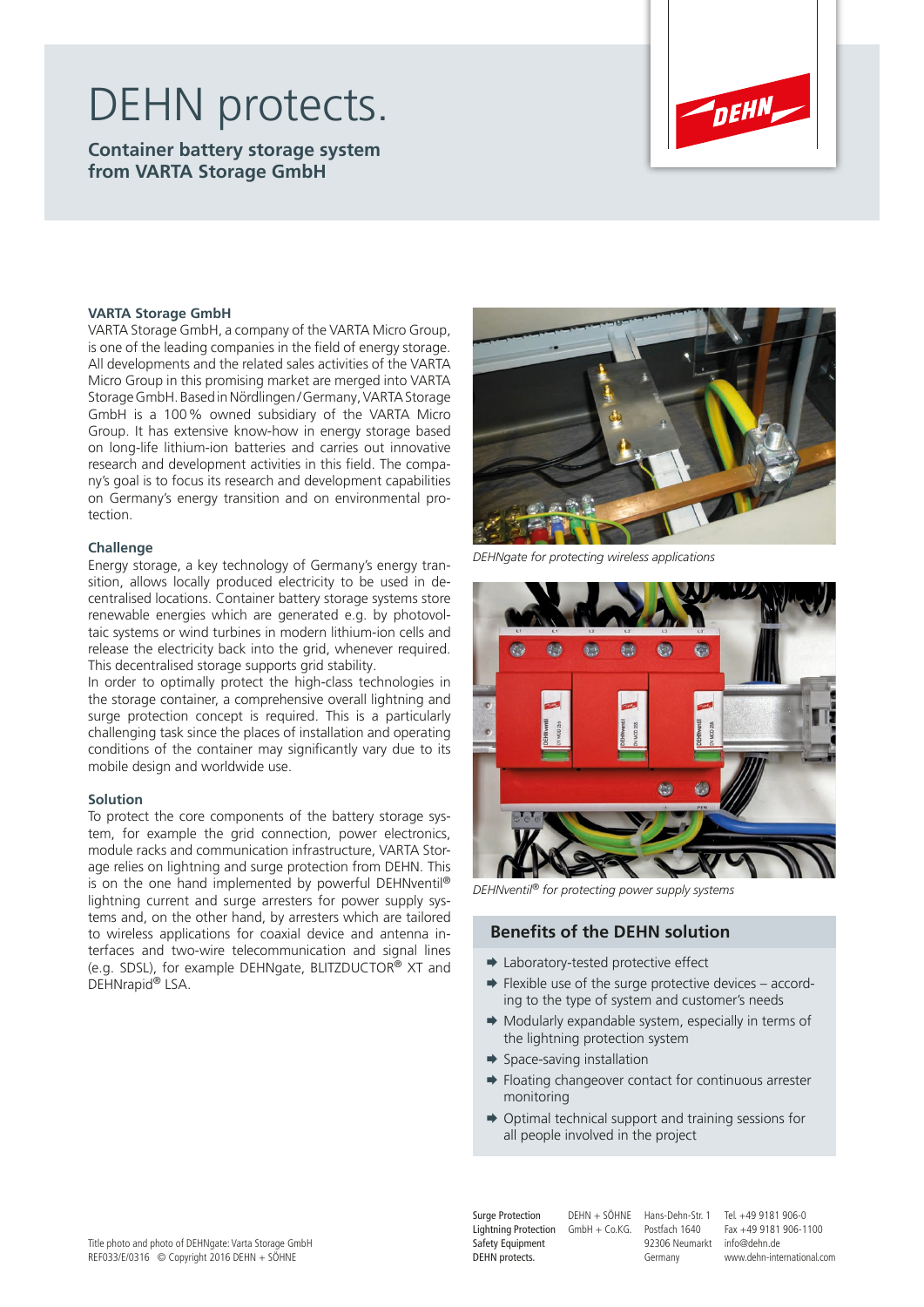# DEHN protects.

**Container battery storage system from VARTA Storage GmbH**

DEHN

### VARTA Storage GmbH

VARTA Storage GmbH, a company of the VARTA Micro Group, is one of the leading companies in the field of energy storage. All developments and the related sales activities of the VARTA Micro Group in this promising market are merged into VARTA Storage GmbH. Based in Nördlingen/Germany, VARTA Storage GmbH is a 100 % owned subsidiary of the VARTA Micro Group. It has extensive know-how in energy storage based on long-life lithium-ion batteries and carries out innovative research and development activities in this field. The company's goal is to focus its research and development capabilities on Germany's energy transition and on environmental protection.

### Challenge

Energy storage, a key technology of Germany's energy transition, allows locally produced electricity to be used in decentralised locations. Container battery storage systems store renewable energies which are generated e.g. by photovoltaic systems or wind turbines in modern lithium-ion cells and release the electricity back into the grid, whenever required. This decentralised storage supports grid stability.

In order to optimally protect the high-class technologies in the storage container, a comprehensive overall lightning and surge protection concept is required. This is a particularly challenging task since the places of installation and operating conditions of the container may significantly vary due to its mobile design and worldwide use.

### Solution

To protect the core components of the battery storage system, for example the grid connection, power electronics, module racks and communication infrastructure, VARTA Storage GmbH relies on lightning and surge protection from DEHN. This is on the one hand implemented by powerful DEHNventil® lightning current and surge arresters for power supply systems and, on the other hand, by arresters which are tailored to wireless applications for coaxial device and antenna interfaces and two-wire telecommunication and signal lines (e.g. SDSL), for example DEHNgate, BLITZDUCTOR® XT and DEHNrapid® LSA.

*DEHNgate for protecting wireless applications*

*DEHNventil® for protecting power supply systems*

### Benefits of the DEHN solution

- Laboratory-tested protective effect
- Flexible use of the surge protective devices – according to the type of system and customer's needs
- Modularly expandable system, especially in terms of the lightning protection system
- Space-saving installation
- Floating changeover contact for continuous arrester monitoring
- Optimal technical support and training sessions for all people involved in the project

Title photo and photo of DEHNgate: Varta Storage GmbH
REF033/E/0316 © Copyright 2016 DEHN + SÖHNE

Surge Protection
Lightning Protection
Safety Equipment
DEHN protects.

DEHN + SÖHNE
GmbH + Co.KG.

Hans-Dehn-Str. 1
Postfach 1640
92306 Neumarkt
Germany

Tel. +49 9181 906-0
Fax +49 9181 906-1100
info@dehn.de
www.dehn-international.com